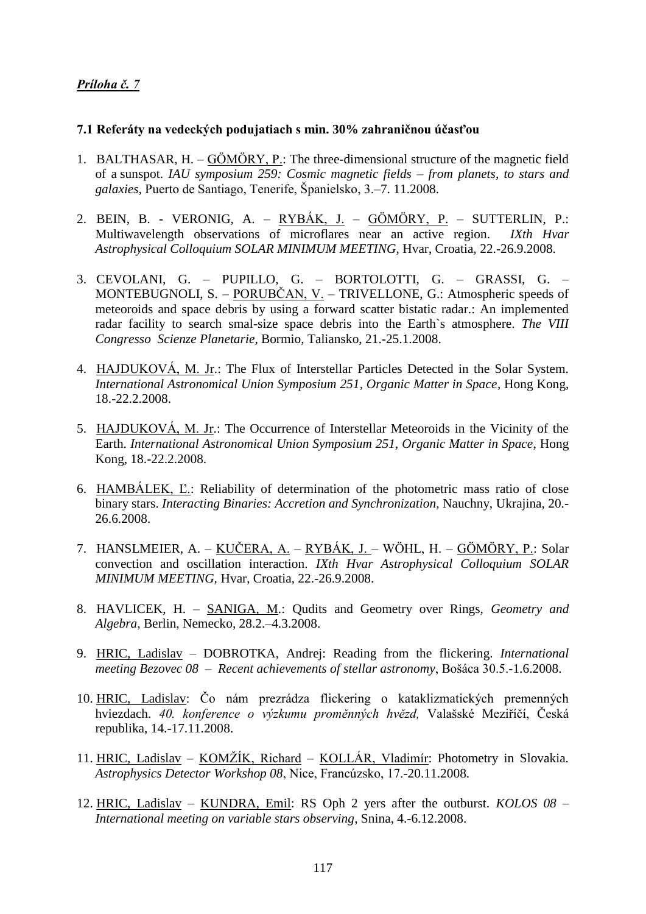*Príloha č. 7*

**7.1 Referáty na vedeckých podujatiach s min. 30% zahraničnou účasťou**

1. BALTHASAR, H. – GÖMÖRY, P.: The three-dimensional structure of the magnetic field of a sunspot. *IAU symposium 259: Cosmic magnetic fields – from planets, to stars and galaxies*, Puerto de Santiago, Tenerife, Španielsko, 3.–7. 11.2008.

2. BEIN, B. - VERONIG, A. – RYBÁK, J. – GÖMÖRY, P. – SUTTERLIN, P.: Multiwavelength observations of microflares near an active region. *IXth Hvar Astrophysical Colloquium SOLAR MINIMUM MEETING*, Hvar, Croatia, 22.-26.9.2008.

3. CEVOLANI, G. – PUPILLO, G. – BORTOLOTTI, G. – GRASSI, G. – MONTEBUGNOLI, S. – PORUBČAN, V. – TRIVELLONE, G.: Atmospheric speeds of meteoroids and space debris by using a forward scatter bistatic radar.: An implemented radar facility to search smal-size space debris into the Earth`s atmosphere. *The VIII Congresso Scienze Planetarie*, Bormio, Taliansko, 21.-25.1.2008.

4. HAJDUKOVÁ, M. Jr.: The Flux of Interstellar Particles Detected in the Solar System. *International Astronomical Union Symposium 251, Organic Matter in Space*, Hong Kong, 18.-22.2.2008.

5. HAJDUKOVÁ, M. Jr.: The Occurrence of Interstellar Meteoroids in the Vicinity of the Earth. *International Astronomical Union Symposium 251, Organic Matter in Space*, Hong Kong, 18.-22.2.2008.

6. HAMBÁLEK, Ľ.: Reliability of determination of the photometric mass ratio of close binary stars. *Interacting Binaries: Accretion and Synchronization*, Nauchny, Ukrajina, 20.-26.6.2008.

7. HANSLMEIER, A. – KUČERA, A. – RYBÁK, J. – WÖHL, H. – GÖMÖRY, P.: Solar convection and oscillation interaction. *IXth Hvar Astrophysical Colloquium SOLAR MINIMUM MEETING,* Hvar, Croatia, 22.-26.9.2008.

8. HAVLICEK, H. – SANIGA, M.: Qudits and Geometry over Rings, *Geometry and Algebra*, Berlin, Nemecko, 28.2.–4.3.2008.

9. HRIC, Ladislav – DOBROTKA, Andrej: Reading from the flickering. *International meeting Bezovec 08 – Recent achievements of stellar astronomy*, Bošáca 30.5.-1.6.2008.

10. HRIC, Ladislav: Čo nám prezrádza flickering o kataklizmatických premenných hviezdach. *40. konference o výzkumu proměnných hvězd,* Valašské Meziříčí, Česká republika, 14.-17.11.2008.

11. HRIC, Ladislav – KOMŽÍK, Richard – KOLLÁR, Vladimír: Photometry in Slovakia. *Astrophysics Detector Workshop 08*, Nice, Francúzsko, 17.-20.11.2008.

12. HRIC, Ladislav – KUNDRA, Emil: RS Oph 2 yers after the outburst. *KOLOS 08 – International meeting on variable stars observing*, Snina, 4.-6.12.2008.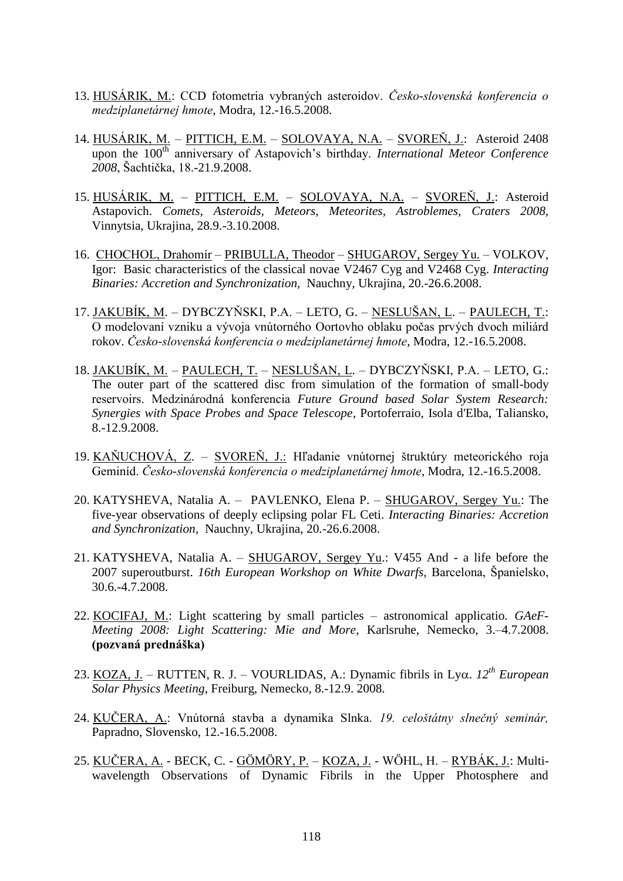13. <u>HUSÁRIK, M.</u>: CCD fotometria vybraných asteroidov. *Česko-slovenská konferencia o medziplanetárnej hmote*, Modra, 12.-16.5.2008.

14. <u>HUSÁRIK, M.</u> – <u>PITTICH, E.M.</u> – <u>SOLOVAYA, N.A.</u> – <u>SVOREŇ, J.</u>: Asteroid 2408 upon the 100th anniversary of Astapovich's birthday. *International Meteor Conference 2008*, Šachtička, 18.-21.9.2008.

15. <u>HUSÁRIK, M.</u> – <u>PITTICH, E.M.</u> – <u>SOLOVAYA, N.A.</u> – <u>SVOREŇ, J.</u>: Asteroid Astapovich. *Comets, Asteroids, Meteors, Meteorites, Astroblemes, Craters 2008*, Vinnytsia, Ukrajina, 28.9.-3.10.2008.

16. <u>CHOCHOL, Drahomír</u> – <u>PRIBULLA, Theodor</u> – <u>SHUGAROV, Sergey Yu.</u> – VOLKOV, Igor: Basic characteristics of the classical novae V2467 Cyg and V2468 Cyg. *Interacting Binaries: Accretion and Synchronization*, Nauchny, Ukrajina, 20.-26.6.2008.

17. <u>JAKUBÍK, M.</u> – DYBCZYŇSKI, P.A. – LETO, G. – <u>NESLUŠAN, L.</u> – <u>PAULECH, T.</u>: O modelovaní vzniku a vývoja vnútorného Oortovho oblaku počas prvých dvoch miliárd rokov. *Česko-slovenská konferencia o medziplanetárnej hmote*, Modra, 12.-16.5.2008.

18. <u>JAKUBÍK, M.</u> – <u>PAULECH, T.</u> – <u>NESLUŠAN, L.</u> – DYBCZYŇSKI, P.A. – LETO, G.: The outer part of the scattered disc from simulation of the formation of small-body reservoirs. Medzinárodná konferencia *Future Ground based Solar System Research: Synergies with Space Probes and Space Telescope*, Portoferraio, Isola d'Elba, Taliansko, 8.-12.9.2008.

19. <u>KAŇUCHOVÁ, Z.</u> – <u>SVOREŇ, J.</u>: Hľadanie vnútornej štruktúry meteorického roja Geminíd. *Česko-slovenská konferencia o medziplanetárnej hmote*, Modra, 12.-16.5.2008.

20. KATYSHEVA, Natalia A. – PAVLENKO, Elena P. – <u>SHUGAROV, Sergey Yu.</u>: The five-year observations of deeply eclipsing polar FL Ceti. *Interacting Binaries: Accretion and Synchronization*, Nauchny, Ukrajina, 20.-26.6.2008.

21. KATYSHEVA, Natalia A. – <u>SHUGAROV, Sergey Yu</u>.: V455 And - a life before the 2007 superoutburst. *16th European Workshop on White Dwarfs*, Barcelona, Španielsko, 30.6.-4.7.2008.

22. <u>KOCIFAJ, M.</u>: Light scattering by small particles – astronomical applicatio. *GAeF-Meeting 2008: Light Scattering: Mie and More*, Karlsruhe, Nemecko, 3.–4.7.2008. **(pozvaná prednáška)**

23. <u>KOZA, J.</u> – RUTTEN, R. J. – VOURLIDAS, A.: Dynamic fibrils in Ly$\alpha$. *12th European Solar Physics Meeting*, Freiburg, Nemecko, 8.-12.9. 2008.

24. <u>KUČERA, A.</u>: Vnútorná stavba a dynamika Slnka. *19. celoštátny slnečný seminár,* Papradno, Slovensko, 12.-16.5.2008.

25. <u>KUČERA, A.</u> - BECK, C. - <u>GÖMÖRY, P.</u> – <u>KOZA, J.</u> - WÖHL, H. – <u>RYBÁK, J.</u>: Multi-wavelength Observations of Dynamic Fibrils in the Upper Photosphere and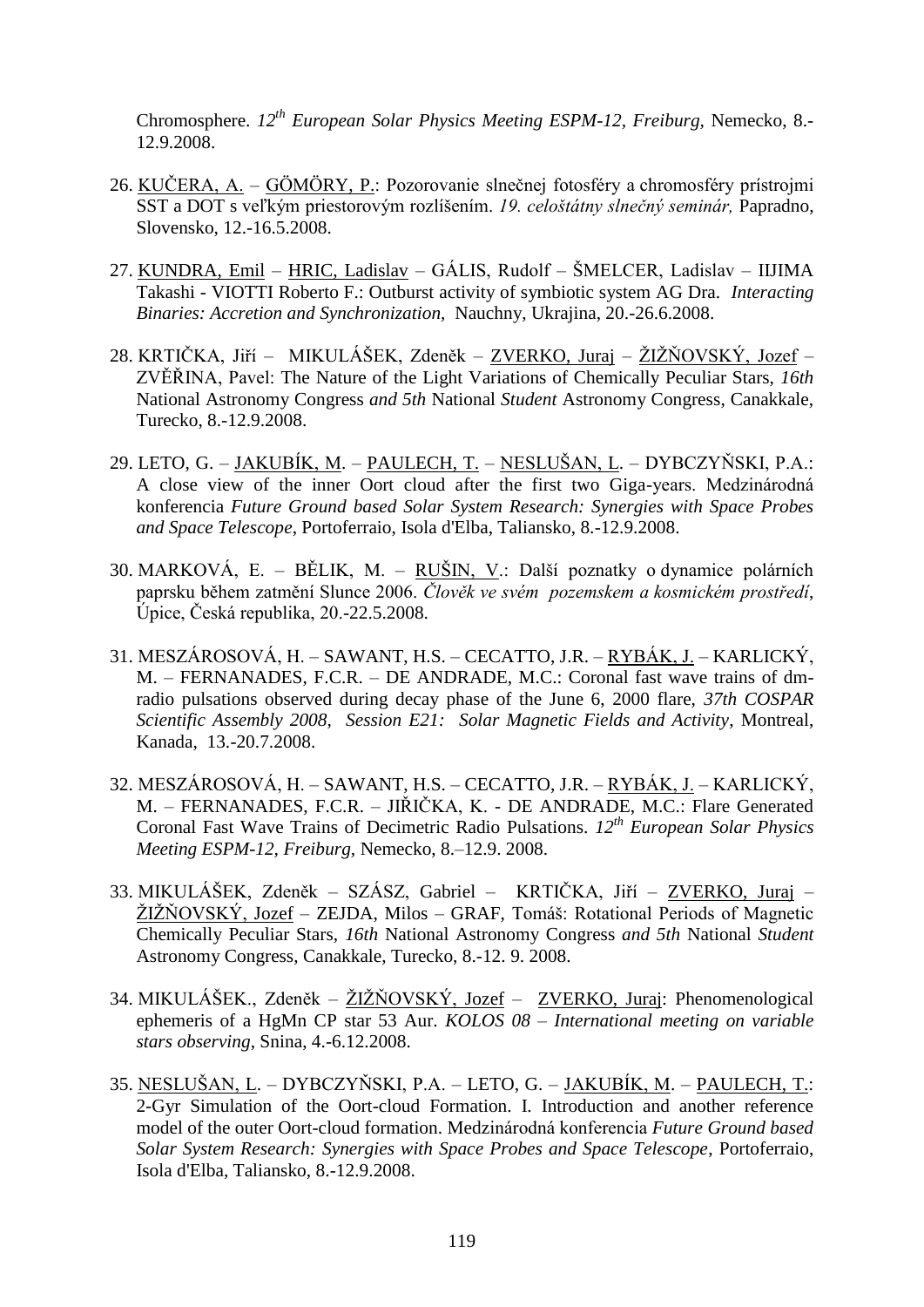Chromosphere. *12th European Solar Physics Meeting ESPM-12, Freiburg,* Nemecko, 8.-12.9.2008.

26. KUČERA, A. – GÖMÖRY, P.: Pozorovanie slnečnej fotosféry a chromosféry prístrojmi SST a DOT s veľkým priestorovým rozlíšením. *19. celoštátny slnečný seminár,* Papradno, Slovensko, 12.-16.5.2008.

27. KUNDRA, Emil – HRIC, Ladislav – GÁLIS, Rudolf – ŠMELCER, Ladislav – IIJIMA Takashi - VIOTTI Roberto F.: Outburst activity of symbiotic system AG Dra. *Interacting Binaries: Accretion and Synchronization,* Nauchny, Ukrajina, 20.-26.6.2008.

28. KRTIČKA, Jiří – MIKULÁŠEK, Zdeněk – ZVERKO, Juraj – ŽIŽŇOVSKÝ, Jozef – ZVĚŘINA, Pavel: The Nature of the Light Variations of Chemically Peculiar Stars, *16th* National Astronomy Congress *and 5th* National *Student* Astronomy Congress, Canakkale, Turecko, 8.-12.9.2008.

29. LETO, G. – JAKUBÍK, M. – PAULECH, T. – NESLUŠAN, L. – DYBCZYŇSKI, P.A.: A close view of the inner Oort cloud after the first two Giga-years. Medzinárodná konferencia *Future Ground based Solar System Research: Synergies with Space Probes and Space Telescope*, Portoferraio, Isola d'Elba, Taliansko, 8.-12.9.2008.

30. MARKOVÁ, E. – BĚLIK, M. – RUŠIN, V.: Další poznatky o dynamice polárních paprsku během zatmění Slunce 2006. *Člověk ve svém pozemskem a kosmickém prostředí*, Úpice, Česká republika, 20.-22.5.2008.

31. MESZÁROSOVÁ, H. – SAWANT, H.S. – CECATTO, J.R. – RYBÁK, J. – KARLICKÝ, M. – FERNANADES, F.C.R. – DE ANDRADE, M.C.: Coronal fast wave trains of dm-radio pulsations observed during decay phase of the June 6, 2000 flare, *37th COSPAR Scientific Assembly 2008, Session E21: Solar Magnetic Fields and Activity*, Montreal, Kanada, 13.-20.7.2008.

32. MESZÁROSOVÁ, H. – SAWANT, H.S. – CECATTO, J.R. – RYBÁK, J. – KARLICKÝ, M. – FERNANADES, F.C.R. – JIŘIČKA, K. - DE ANDRADE, M.C.: Flare Generated Coronal Fast Wave Trains of Decimetric Radio Pulsations. *12th European Solar Physics Meeting ESPM-12, Freiburg*, Nemecko, 8.–12.9. 2008.

33. MIKULÁŠEK, Zdeněk – SZÁSZ, Gabriel – KRTIČKA, Jiří – ZVERKO, Juraj – ŽIŽŇOVSKÝ, Jozef – ZEJDA, Milos – GRAF, Tomáš: Rotational Periods of Magnetic Chemically Peculiar Stars, *16th* National Astronomy Congress *and 5th* National *Student* Astronomy Congress, Canakkale, Turecko, 8.-12. 9. 2008.

34. MIKULÁŠEK., Zdeněk – ŽIŽŇOVSKÝ, Jozef – ZVERKO, Juraj: Phenomenological ephemeris of a HgMn CP star 53 Aur. *KOLOS 08 – International meeting on variable stars observing*, Snina, 4.-6.12.2008.

35. NESLUŠAN, L. – DYBCZYŇSKI, P.A. – LETO, G. – JAKUBÍK, M. – PAULECH, T.: 2-Gyr Simulation of the Oort-cloud Formation. I. Introduction and another reference model of the outer Oort-cloud formation. Medzinárodná konferencia *Future Ground based Solar System Research: Synergies with Space Probes and Space Telescope*, Portoferraio, Isola d'Elba, Taliansko, 8.-12.9.2008.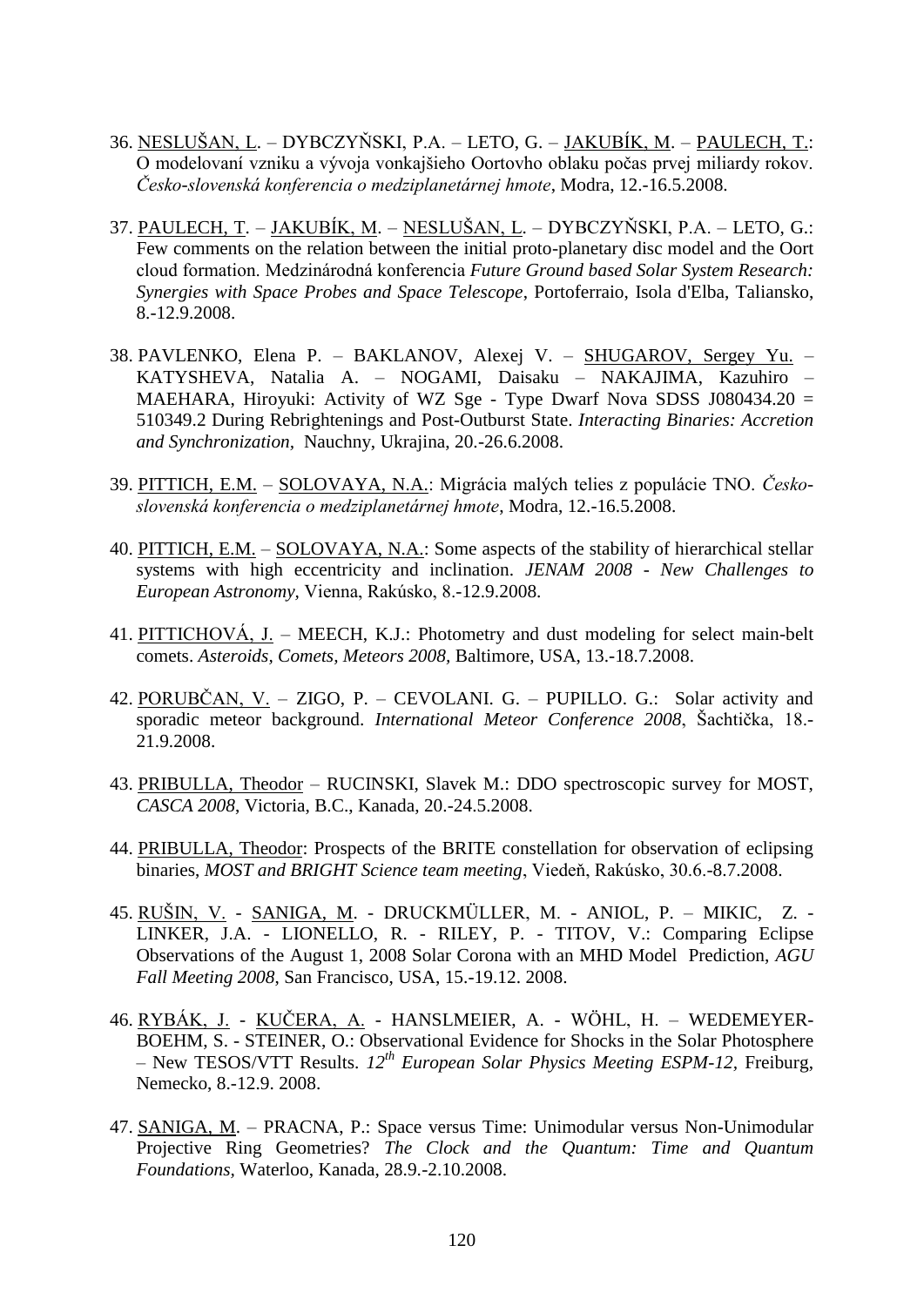36. NESLUŠAN, L. – DYBCZYŇSKI, P.A. – LETO, G. – JAKUBÍK, M. – PAULECH, T.: O modelovaní vzniku a vývoja vonkajšieho Oortovho oblaku počas prvej miliardy rokov. *Česko-slovenská konferencia o medziplanetárnej hmote*, Modra, 12.-16.5.2008.

37. PAULECH, T. – JAKUBÍK, M. – NESLUŠAN, L. – DYBCZYŇSKI, P.A. – LETO, G.: Few comments on the relation between the initial proto-planetary disc model and the Oort cloud formation. Medzinárodná konferencia *Future Ground based Solar System Research: Synergies with Space Probes and Space Telescope*, Portoferraio, Isola d'Elba, Taliansko, 8.-12.9.2008.

38. PAVLENKO, Elena P. – BAKLANOV, Alexej V. – SHUGAROV, Sergey Yu. – KATYSHEVA, Natalia A. – NOGAMI, Daisaku – NAKAJIMA, Kazuhiro – MAEHARA, Hiroyuki: Activity of WZ Sge - Type Dwarf Nova SDSS J080434.20 = 510349.2 During Rebrightenings and Post-Outburst State. *Interacting Binaries: Accretion and Synchronization*, Nauchny, Ukrajina, 20.-26.6.2008.

39. PITTICH, E.M. – SOLOVAYA, N.A.: Migrácia malých telies z populácie TNO. *Česko-slovenská konferencia o medziplanetárnej hmote*, Modra, 12.-16.5.2008.

40. PITTICH, E.M. – SOLOVAYA, N.A.: Some aspects of the stability of hierarchical stellar systems with high eccentricity and inclination. *JENAM 2008 - New Challenges to European Astronomy*, Vienna, Rakúsko, 8.-12.9.2008.

41. PITTICHOVÁ, J. – MEECH, K.J.: Photometry and dust modeling for select main-belt comets. *Asteroids, Comets, Meteors 2008*, Baltimore, USA, 13.-18.7.2008.

42. PORUBČAN, V. – ZIGO, P. – CEVOLANI. G. – PUPILLO. G.: Solar activity and sporadic meteor background. *International Meteor Conference 2008*, Šachtička, 18.-21.9.2008.

43. PRIBULLA, Theodor – RUCINSKI, Slavek M.: DDO spectroscopic survey for MOST, *CASCA 2008*, Victoria, B.C., Kanada, 20.-24.5.2008.

44. PRIBULLA, Theodor: Prospects of the BRITE constellation for observation of eclipsing binaries, *MOST and BRIGHT Science team meeting*, Viedeň, Rakúsko, 30.6.-8.7.2008.

45. RUŠIN, V. - SANIGA, M. - DRUCKMÜLLER, M. - ANIOL, P. – MIKIC, Z. - LINKER, J.A. - LIONELLO, R. - RILEY, P. - TITOV, V.: Comparing Eclipse Observations of the August 1, 2008 Solar Corona with an MHD Model Prediction, *AGU Fall Meeting 2008*, San Francisco, USA, 15.-19.12. 2008.

46. RYBÁK, J. - KUČERA, A. - HANSLMEIER, A. - WÖHL, H. – WEDEMEYER-BOEHM, S. - STEINER, O.: Observational Evidence for Shocks in the Solar Photosphere – New TESOS/VTT Results. *12th European Solar Physics Meeting ESPM-12*, Freiburg, Nemecko, 8.-12.9. 2008.

47. SANIGA, M. – PRACNA, P.: Space versus Time: Unimodular versus Non-Unimodular Projective Ring Geometries? *The Clock and the Quantum: Time and Quantum Foundations*, Waterloo, Kanada, 28.9.-2.10.2008.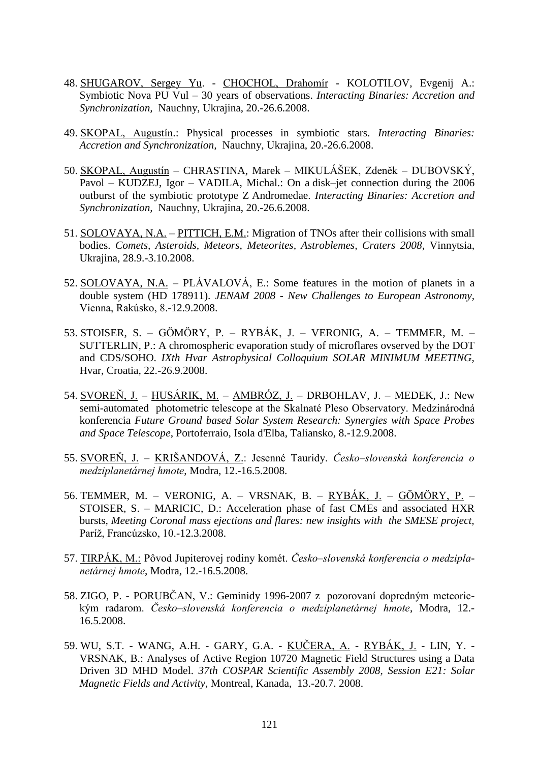48. SHUGAROV, Sergey Yu. - CHOCHOL, Drahomír - KOLOTILOV, Evgenij A.: Symbiotic Nova PU Vul – 30 years of observations. *Interacting Binaries: Accretion and Synchronization,* Nauchny, Ukrajina, 20.-26.6.2008.

49. SKOPAL, Augustín.: Physical processes in symbiotic stars. *Interacting Binaries: Accretion and Synchronization,* Nauchny, Ukrajina, 20.-26.6.2008.

50. SKOPAL, Augustín – CHRASTINA, Marek – MIKULÁŠEK, Zdeněk – DUBOVSKÝ, Pavol – KUDZEJ, Igor – VADILA, Michal.: On a disk–jet connection during the 2006 outburst of the symbiotic prototype Z Andromedae. *Interacting Binaries: Accretion and Synchronization,* Nauchny, Ukrajina, 20.-26.6.2008.

51. SOLOVAYA, N.A. – PITTICH, E.M.: Migration of TNOs after their collisions with small bodies. *Comets, Asteroids, Meteors, Meteorites, Astroblemes, Craters 2008,* Vinnytsia, Ukrajina, 28.9.-3.10.2008.

52. SOLOVAYA, N.A. – PLÁVALOVÁ, E.: Some features in the motion of planets in a double system (HD 178911). *JENAM 2008 - New Challenges to European Astronomy,* Vienna, Rakúsko, 8.-12.9.2008.

53. STOISER, S. – GÖMÖRY, P. – RYBÁK, J. – VERONIG, A. – TEMMER, M. – SUTTERLIN, P.: A chromospheric evaporation study of microflares ovserved by the DOT and CDS/SOHO. *IXth Hvar Astrophysical Colloquium SOLAR MINIMUM MEETING,* Hvar, Croatia, 22.-26.9.2008.

54. SVOREŇ, J. – HUSÁRIK, M. – AMBRÓZ, J. – DRBOHLAV, J. – MEDEK, J.: New semi-automated photometric telescope at the Skalnaté Pleso Observatory. Medzinárodná konferencia *Future Ground based Solar System Research: Synergies with Space Probes and Space Telescope*, Portoferraio, Isola d'Elba, Taliansko, 8.-12.9.2008.

55. SVOREŇ, J. – KRIŠANDOVÁ, Z.: Jesenné Tauridy. *Česko–slovenská konferencia o medziplanetárnej hmote*, Modra, 12.-16.5.2008.

56. TEMMER, M. – VERONIG, A. – VRSNAK, B. – RYBÁK, J. – GÖMÖRY, P. – STOISER, S. – MARICIC, D.: Acceleration phase of fast CMEs and associated HXR bursts, *Meeting Coronal mass ejections and flares: new insights with the SMESE project,* Paríž, Francúzsko, 10.-12.3.2008.

57. TIRPÁK, M.: Pôvod Jupiterovej rodiny komét. *Česko–slovenská konferencia o medziplanetárnej hmote*, Modra, 12.-16.5.2008.

58. ZIGO, P. - PORUBČAN, V.: Geminidy 1996-2007 z pozorovaní dopredným meteorickým radarom. *Česko–slovenská konferencia o medziplanetárnej hmote*, Modra, 12.-16.5.2008.

59. WU, S.T. - WANG, A.H. - GARY, G.A. - KUČERA, A. - RYBÁK, J. - LIN, Y. - VRSNAK, B.: Analyses of Active Region 10720 Magnetic Field Structures using a Data Driven 3D MHD Model. *37th COSPAR Scientific Assembly 2008, Session E21: Solar Magnetic Fields and Activity,* Montreal, Kanada, 13.-20.7. 2008.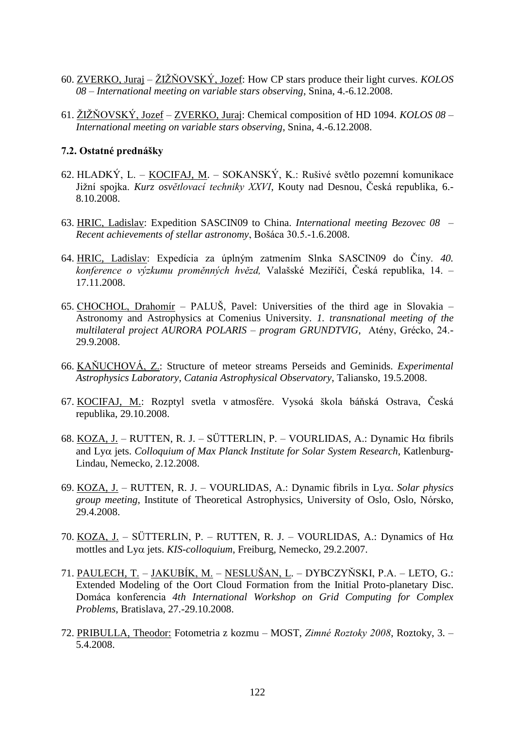60. ZVERKO, Juraj – ŽIŽŇOVSKÝ, Jozef: How CP stars produce their light curves. *KOLOS 08 – International meeting on variable stars observing*, Snina, 4.-6.12.2008.

61. ŽIŽŇOVSKÝ, Jozef – ZVERKO, Juraj: Chemical composition of HD 1094. *KOLOS 08 – International meeting on variable stars observing*, Snina, 4.-6.12.2008.

### 7.2. Ostatné prednášky

62. HLADKÝ, L. – KOCIFAJ, M. – SOKANSKÝ, K.: Rušivé světlo pozemní komunikace Jižní spojka. *Kurz osvětlovací techniky XXVI*, Kouty nad Desnou, Česká republika, 6.-8.10.2008.

63. HRIC, Ladislav: Expedition SASCIN09 to China. *International meeting Bezovec 08 – Recent achievements of stellar astronomy*, Bošáca 30.5.-1.6.2008.

64. HRIC, Ladislav: Expedícia za úplným zatmením Slnka SASCIN09 do Číny. *40. konference o výzkumu proměnných hvězd,* Valašské Meziříčí, Česká republika, 14. – 17.11.2008.

65. CHOCHOL, Drahomír – PALUŠ, Pavel: Universities of the third age in Slovakia – Astronomy and Astrophysics at Comenius University. *1. transnational meeting of the multilateral project AURORA POLARIS – program GRUNDTVIG,* Atény, Grécko, 24.-29.9.2008.

66. KAŇUCHOVÁ, Z.: Structure of meteor streams Perseids and Geminids. *Experimental Astrophysics Laboratory, Catania Astrophysical Observatory*, Taliansko, 19.5.2008.

67. KOCIFAJ, M.: Rozptyl svetla v atmosfére. Vysoká škola báňská Ostrava, Česká republika, 29.10.2008.

68. KOZA, J. – RUTTEN, R. J. – SÜTTERLIN, P. – VOURLIDAS, A.: Dynamic H$\alpha$ fibrils and Ly$\alpha$ jets. *Colloquium of Max Planck Institute for Solar System Research*, Katlenburg-Lindau, Nemecko, 2.12.2008.

69. KOZA, J. – RUTTEN, R. J. – VOURLIDAS, A.: Dynamic fibrils in Ly$\alpha$. *Solar physics group meeting*, Institute of Theoretical Astrophysics, University of Oslo, Oslo, Nórsko, 29.4.2008.

70. KOZA, J. – SÜTTERLIN, P. – RUTTEN, R. J. – VOURLIDAS, A.: Dynamics of H$\alpha$ mottles and Ly$\alpha$ jets. *KIS-colloquium*, Freiburg, Nemecko, 29.2.2007.

71. PAULECH, T. – JAKUBÍK, M. – NESLUŠAN, L. – DYBCZYŇSKI, P.A. – LETO, G.: Extended Modeling of the Oort Cloud Formation from the Initial Proto-planetary Disc. Domáca konferencia *4th International Workshop on Grid Computing for Complex Problems*, Bratislava, 27.-29.10.2008.

72. PRIBULLA, Theodor: Fotometria z kozmu – MOST, *Zimné Roztoky 2008*, Roztoky, 3. – 5.4.2008.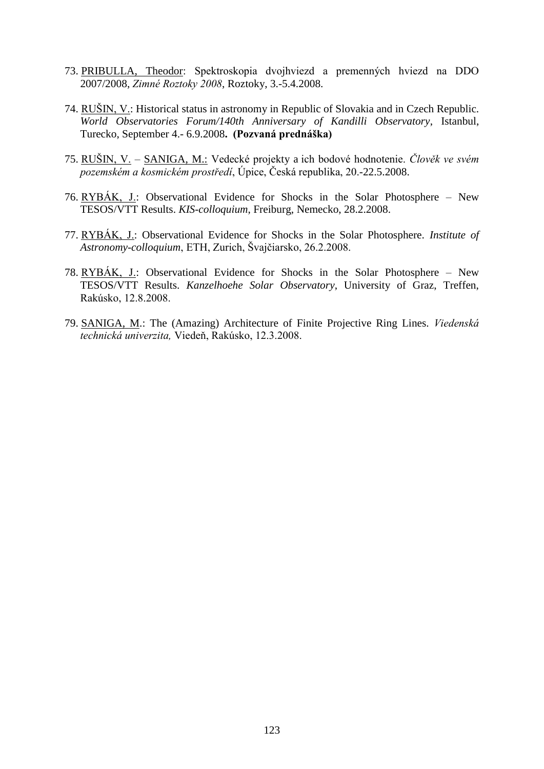73. PRIBULLA, Theodor: Spektroskopia dvojhviezd a premenných hviezd na DDO 2007/2008, *Zimné Roztoky 2008*, Roztoky, 3.-5.4.2008.

74. RUŠIN, V.: Historical status in astronomy in Republic of Slovakia and in Czech Republic. *World Observatories Forum/140th Anniversary of Kandilli Observatory*, Istanbul, Turecko, September 4.- 6.9.2008. **(Pozvaná prednáška)**

75. RUŠIN, V. – SANIGA, M.: Vedecké projekty a ich bodové hodnotenie. *Člověk ve svém pozemském a kosmickém prostředí*, Úpice, Česká republika, 20.-22.5.2008.

76. RYBÁK, J.: Observational Evidence for Shocks in the Solar Photosphere – New TESOS/VTT Results. *KIS-colloquium*, Freiburg, Nemecko, 28.2.2008.

77. RYBÁK, J.: Observational Evidence for Shocks in the Solar Photosphere. *Institute of Astronomy-colloquium*, ETH, Zurich, Švajčiarsko, 26.2.2008.

78. RYBÁK, J.: Observational Evidence for Shocks in the Solar Photosphere – New TESOS/VTT Results. *Kanzelhoehe Solar Observatory*, University of Graz, Treffen, Rakúsko, 12.8.2008.

79. SANIGA, M.: The (Amazing) Architecture of Finite Projective Ring Lines. *Viedenská technická univerzita,* Viedeň, Rakúsko, 12.3.2008.